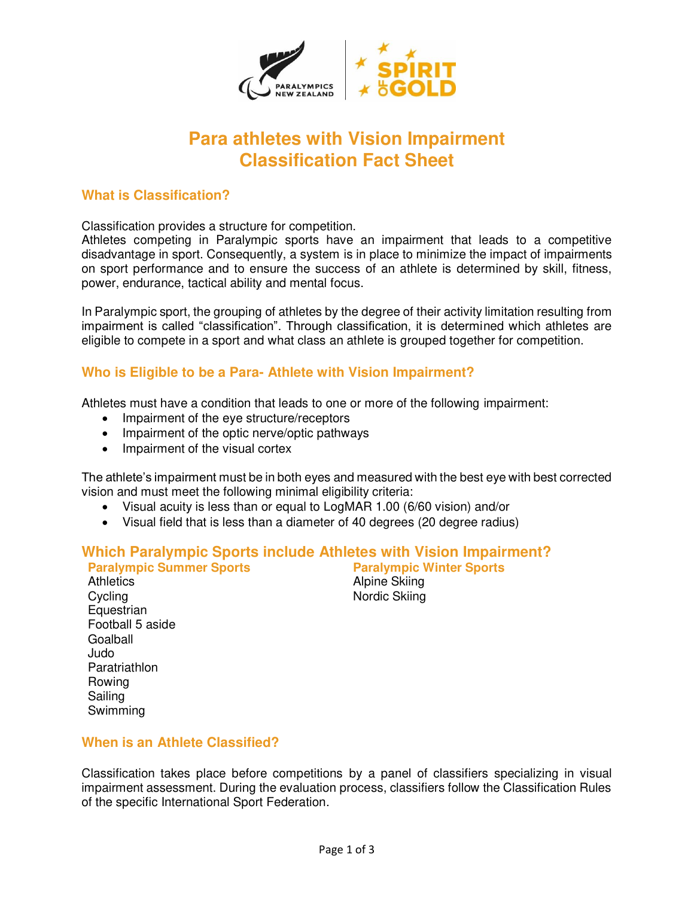# Para athletes with Vision Impairment Classification Fact Sheet

## What is Classification?

Classification provides a structure for competition.
Athletes competing in Paralympic sports have an impairment that leads to a competitive disadvantage in sport. Consequently, a system is in place to minimize the impact of impairments on sport performance and to ensure the success of an athlete is determined by skill, fitness, power, endurance, tactical ability and mental focus.

In Paralympic sport, the grouping of athletes by the degree of their activity limitation resulting from impairment is called "classification". Through classification, it is determined which athletes are eligible to compete in a sport and what class an athlete is grouped together for competition.

## Who is Eligible to be a Para- Athlete with Vision Impairment?

Athletes must have a condition that leads to one or more of the following impairment:

- Impairment of the eye structure/receptors
- Impairment of the optic nerve/optic pathways
- Impairment of the visual cortex

The athlete's impairment must be in both eyes and measured with the best eye with best corrected vision and must meet the following minimal eligibility criteria:

- Visual acuity is less than or equal to LogMAR 1.00 (6/60 vision) and/or
- Visual field that is less than a diameter of 40 degrees (20 degree radius)

## Which Paralympic Sports include Athletes with Vision Impairment?

### Paralympic Summer Sports

Athletics
Cycling
Equestrian
Football 5 aside
Goalball
Judo
Paratriathlon
Rowing
Sailing
Swimming

### Paralympic Winter Sports

Alpine Skiing
Nordic Skiing

## When is an Athlete Classified?

Classification takes place before competitions by a panel of classifiers specializing in visual impairment assessment. During the evaluation process, classifiers follow the Classification Rules of the specific International Sport Federation.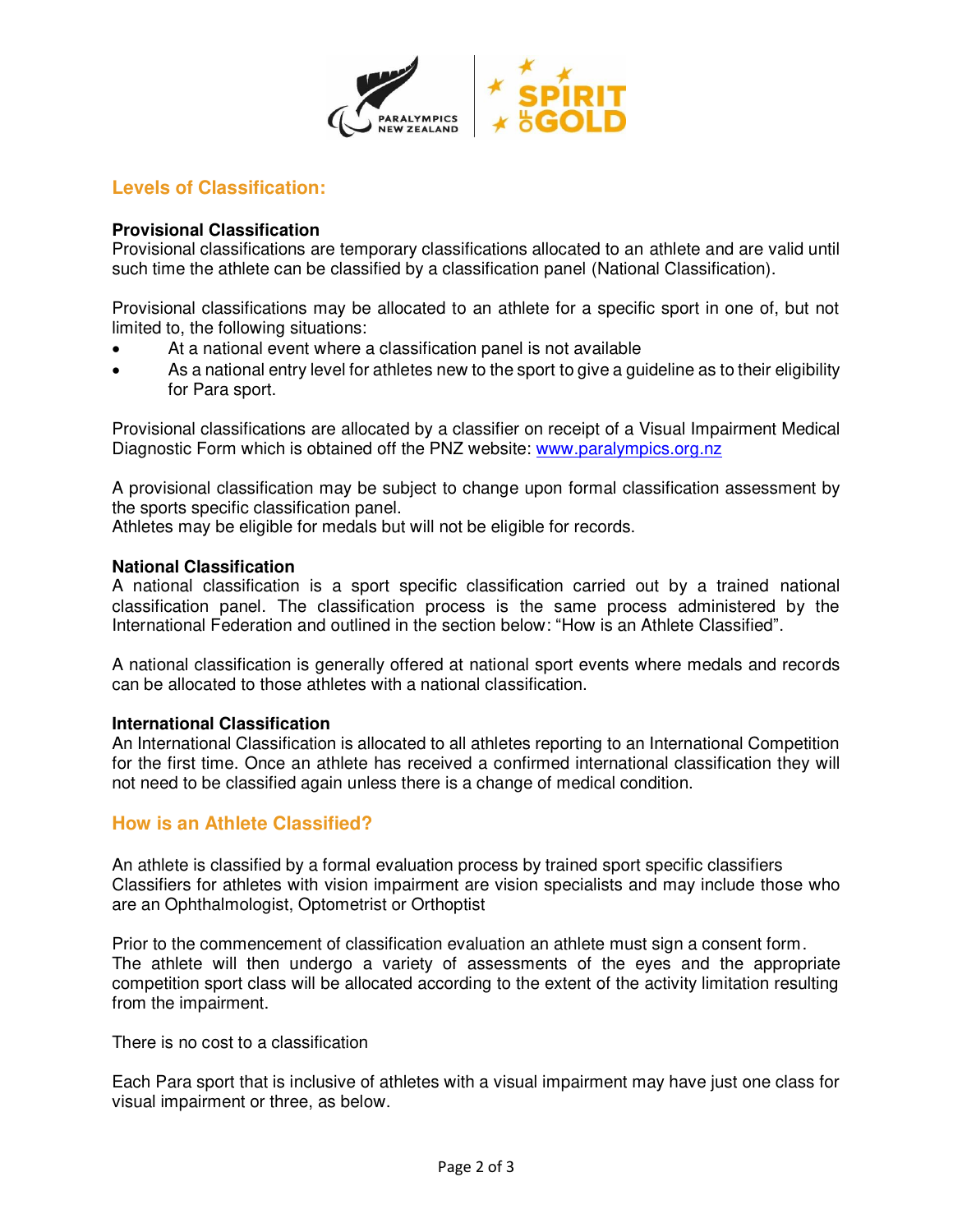## Levels of Classification:

**Provisional Classification**
Provisional classifications are temporary classifications allocated to an athlete and are valid until such time the athlete can be classified by a classification panel (National Classification).

Provisional classifications may be allocated to an athlete for a specific sport in one of, but not limited to, the following situations:

- At a national event where a classification panel is not available
- As a national entry level for athletes new to the sport to give a guideline as to their eligibility for Para sport.

Provisional classifications are allocated by a classifier on receipt of a Visual Impairment Medical Diagnostic Form which is obtained off the PNZ website: [www.paralympics.org.nz](www.paralympics.org.nz)

A provisional classification may be subject to change upon formal classification assessment by the sports specific classification panel.
Athletes may be eligible for medals but will not be eligible for records.

**National Classification**
A national classification is a sport specific classification carried out by a trained national classification panel. The classification process is the same process administered by the International Federation and outlined in the section below: "How is an Athlete Classified".

A national classification is generally offered at national sport events where medals and records can be allocated to those athletes with a national classification.

**International Classification**
An International Classification is allocated to all athletes reporting to an International Competition for the first time. Once an athlete has received a confirmed international classification they will not need to be classified again unless there is a change of medical condition.

## How is an Athlete Classified?

An athlete is classified by a formal evaluation process by trained sport specific classifiers Classifiers for athletes with vision impairment are vision specialists and may include those who are an Ophthalmologist, Optometrist or Orthoptist

Prior to the commencement of classification evaluation an athlete must sign a consent form.
The athlete will then undergo a variety of assessments of the eyes and the appropriate competition sport class will be allocated according to the extent of the activity limitation resulting from the impairment.

There is no cost to a classification

Each Para sport that is inclusive of athletes with a visual impairment may have just one class for visual impairment or three, as below.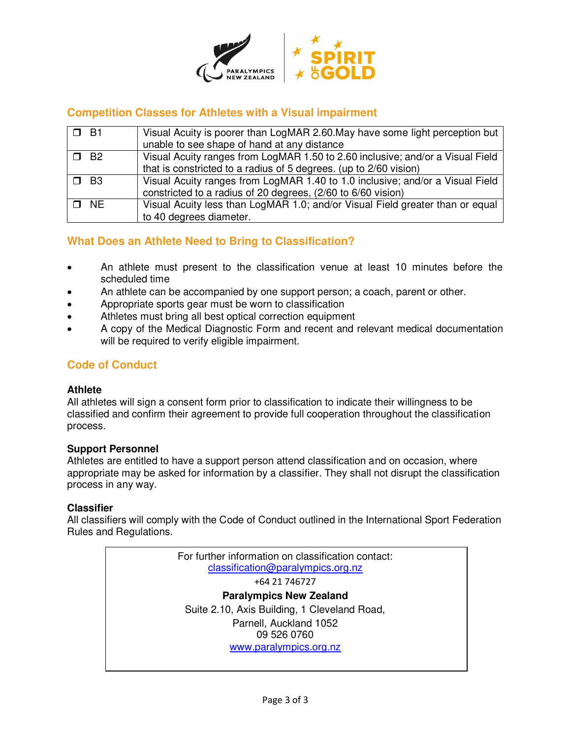## Competition Classes for Athletes with a Visual impairment

| | |
|---|---|
| ❒ B1 | Visual Acuity is poorer than LogMAR 2.60.May have some light perception but unable to see shape of hand at any distance |
| ❒ B2 | Visual Acuity ranges from LogMAR 1.50 to 2.60 inclusive; and/or a Visual Field that is constricted to a radius of 5 degrees. (up to 2/60 vision) |
| ❒ B3 | Visual Acuity ranges from LogMAR 1.40 to 1.0 inclusive; and/or a Visual Field constricted to a radius of 20 degrees, (2/60 to 6/60 vision) |
| ❒ NE | Visual Acuity less than LogMAR 1.0; and/or Visual Field greater than or equal to 40 degrees diameter. |

## What Does an Athlete Need to Bring to Classification?

- An athlete must present to the classification venue at least 10 minutes before the scheduled time
- An athlete can be accompanied by one support person; a coach, parent or other.
- Appropriate sports gear must be worn to classification
- Athletes must bring all best optical correction equipment
- A copy of the Medical Diagnostic Form and recent and relevant medical documentation will be required to verify eligible impairment.

## Code of Conduct

**Athlete**
All athletes will sign a consent form prior to classification to indicate their willingness to be classified and confirm their agreement to provide full cooperation throughout the classification process.

**Support Personnel**
Athletes are entitled to have a support person attend classification and on occasion, where appropriate may be asked for information by a classifier. They shall not disrupt the classification process in any way.

**Classifier**
All classifiers will comply with the Code of Conduct outlined in the International Sport Federation Rules and Regulations.

For further information on classification contact:
classification@paralympics.org.nz
+64 21 746727
**Paralympics New Zealand**
Suite 2.10, Axis Building, 1 Cleveland Road,
Parnell, Auckland 1052
09 526 0760
www.paralympics.org.nz